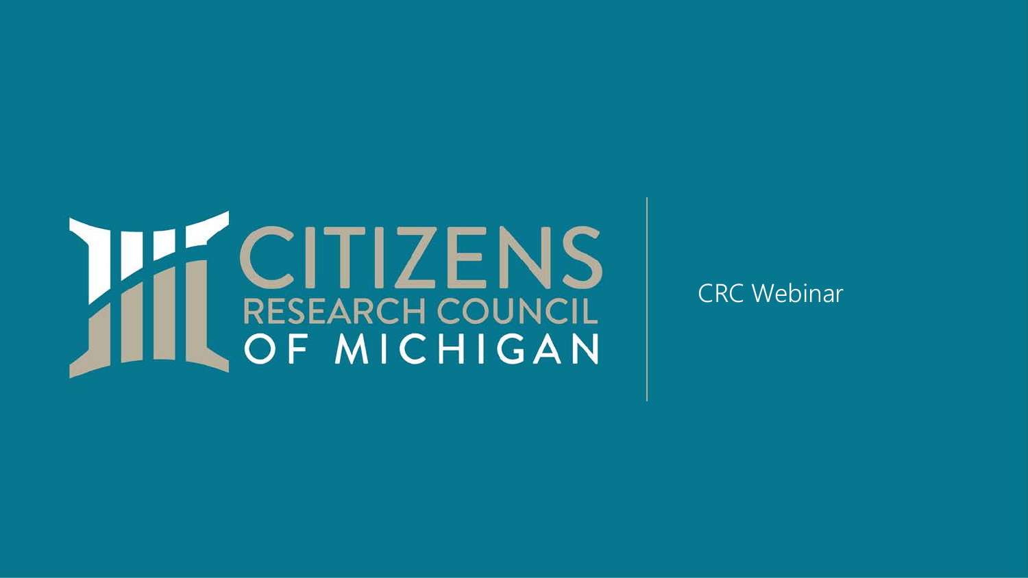# CITIZENS RESEARCH COUNCIL OF MICHIGAN

CRC Webinar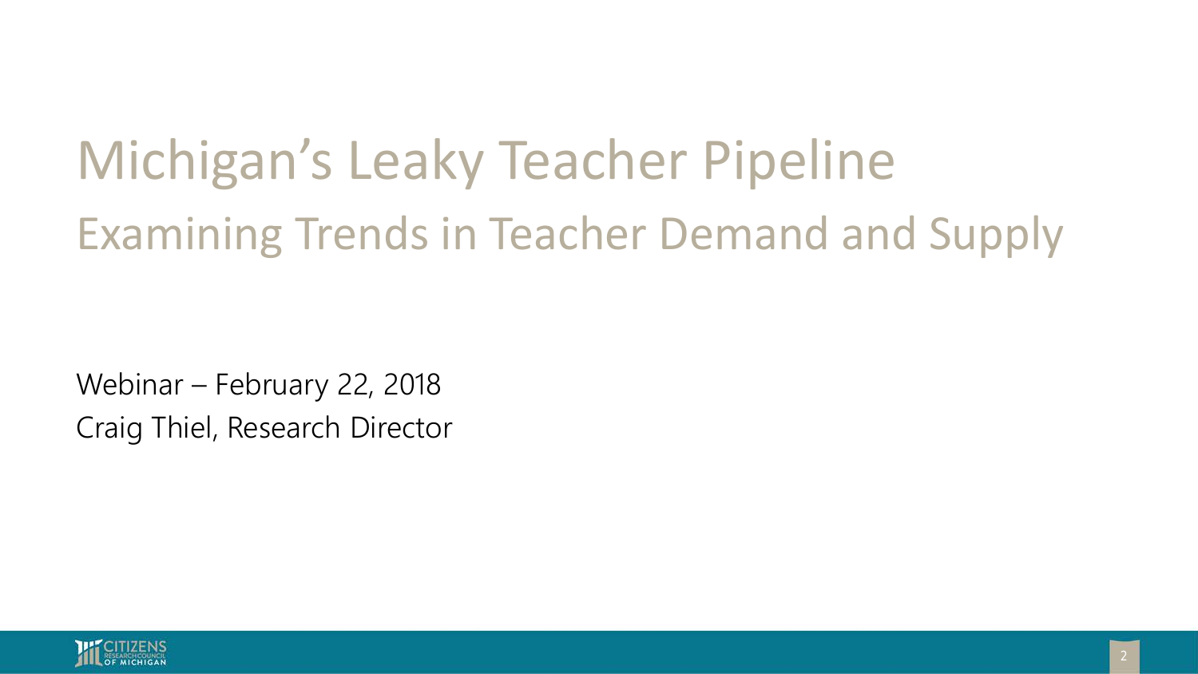# Michigan's Leaky Teacher Pipeline

## Examining Trends in Teacher Demand and Supply

Webinar – February 22, 2018

Craig Thiel, Research Director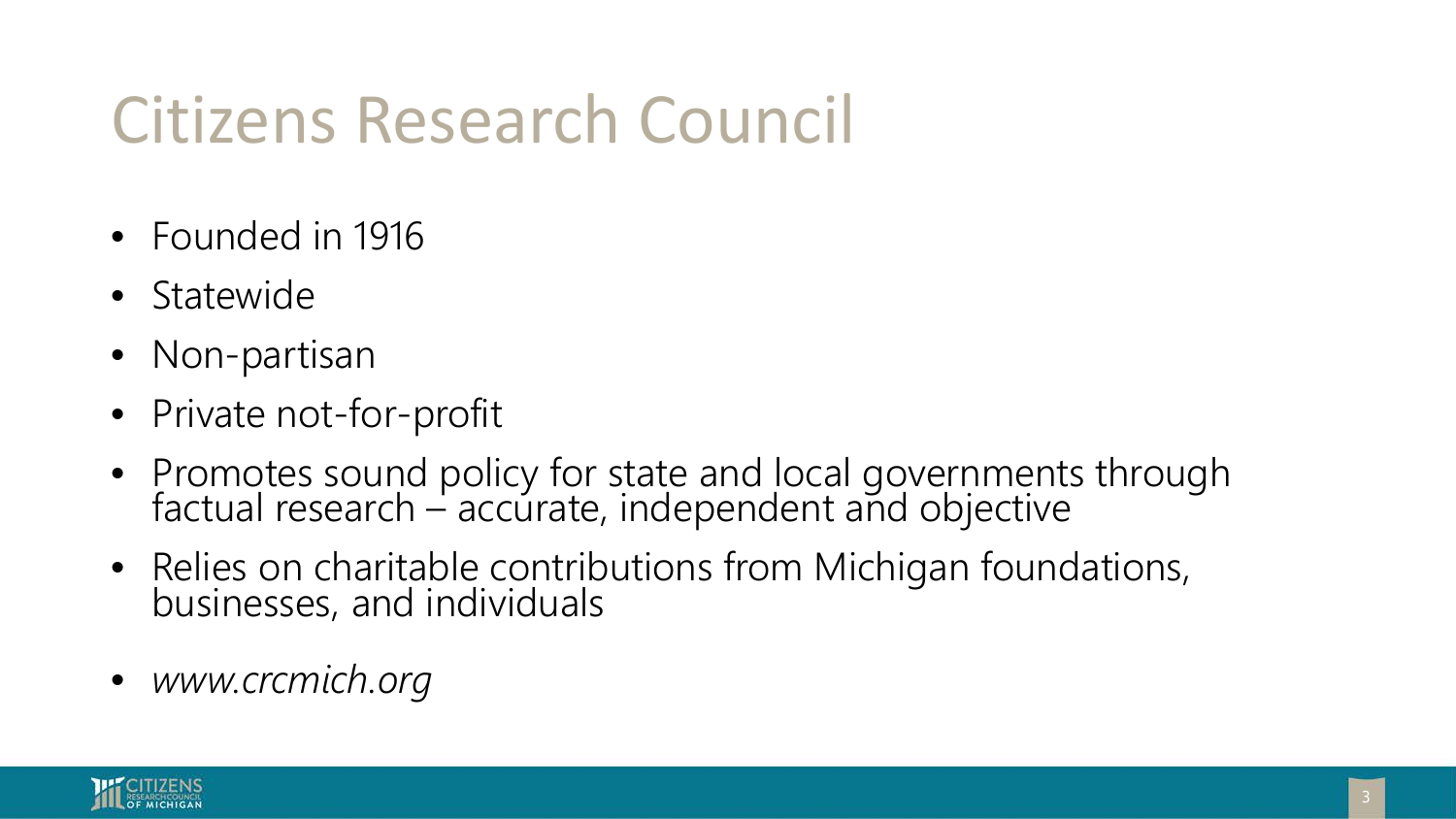# Citizens Research Council

- Founded in 1916
- Statewide
- Non-partisan
- Private not-for-profit
- Promotes sound policy for state and local governments through factual research – accurate, independent and objective
- Relies on charitable contributions from Michigan foundations, businesses, and individuals
- *www.crcmich.org*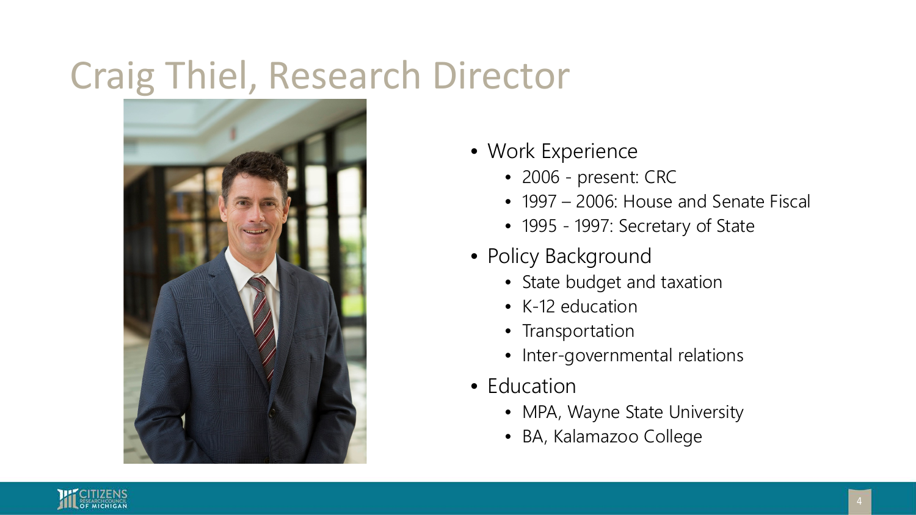# Craig Thiel, Research Director

- Work Experience
  - 2006 - present: CRC
  - 1997 – 2006: House and Senate Fiscal
  - 1995 - 1997: Secretary of State
- Policy Background
  - State budget and taxation
  - K-12 education
  - Transportation
  - Inter-governmental relations
- Education
  - MPA, Wayne State University
  - BA, Kalamazoo College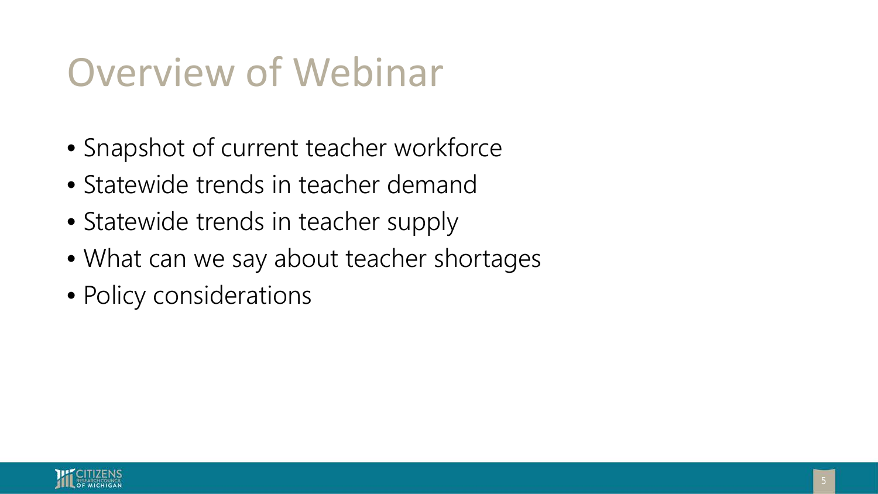# Overview of Webinar

- Snapshot of current teacher workforce
- Statewide trends in teacher demand
- Statewide trends in teacher supply
- What can we say about teacher shortages
- Policy considerations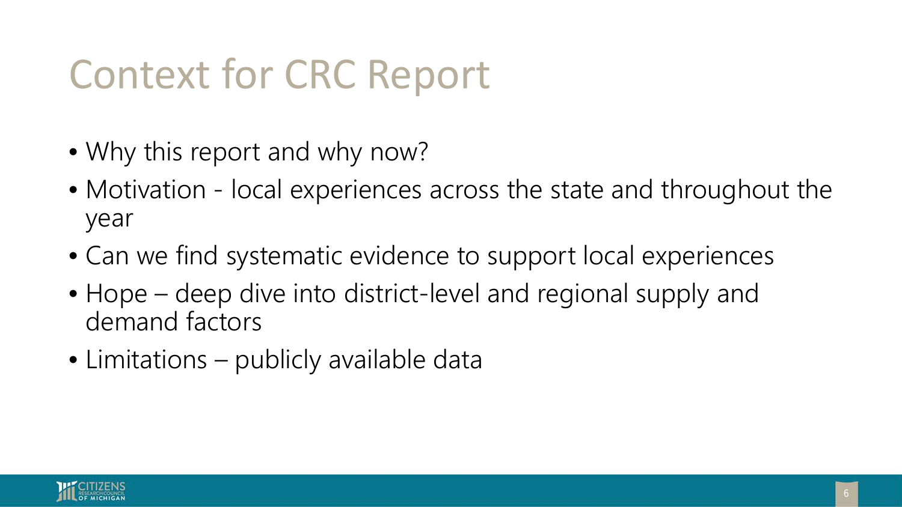# Context for CRC Report

- Why this report and why now?
- Motivation - local experiences across the state and throughout the year
- Can we find systematic evidence to support local experiences
- Hope – deep dive into district-level and regional supply and demand factors
- Limitations – publicly available data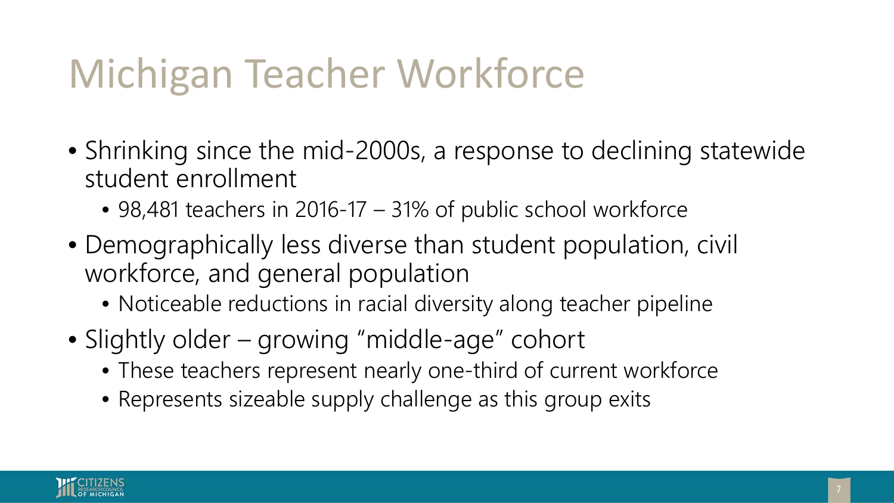# Michigan Teacher Workforce

- Shrinking since the mid-2000s, a response to declining statewide student enrollment
  - 98,481 teachers in 2016-17 – 31% of public school workforce
- Demographically less diverse than student population, civil workforce, and general population
  - Noticeable reductions in racial diversity along teacher pipeline
- Slightly older – growing "middle-age" cohort
  - These teachers represent nearly one-third of current workforce
  - Represents sizeable supply challenge as this group exits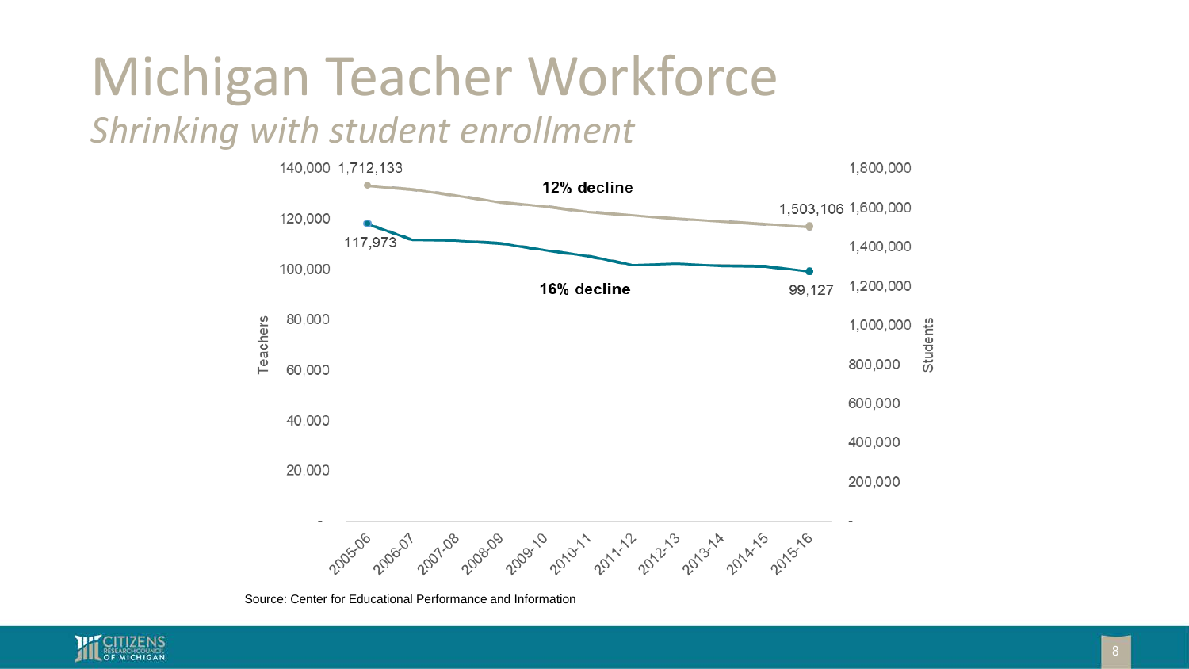# Michigan Teacher Workforce

*Shrinking with student enrollment*

12% decline

1,712,133

1,503,106

117,973

99,127

16% decline

Source: Center for Educational Performance and Information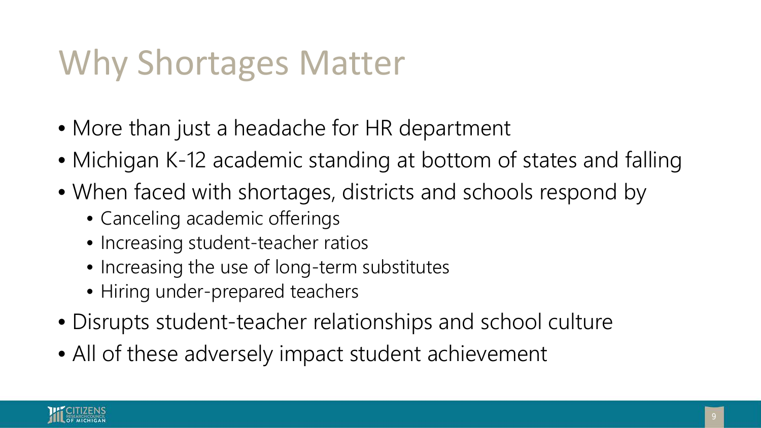# Why Shortages Matter

- More than just a headache for HR department
- Michigan K-12 academic standing at bottom of states and falling
- When faced with shortages, districts and schools respond by
  - Canceling academic offerings
  - Increasing student-teacher ratios
  - Increasing the use of long-term substitutes
  - Hiring under-prepared teachers
- Disrupts student-teacher relationships and school culture
- All of these adversely impact student achievement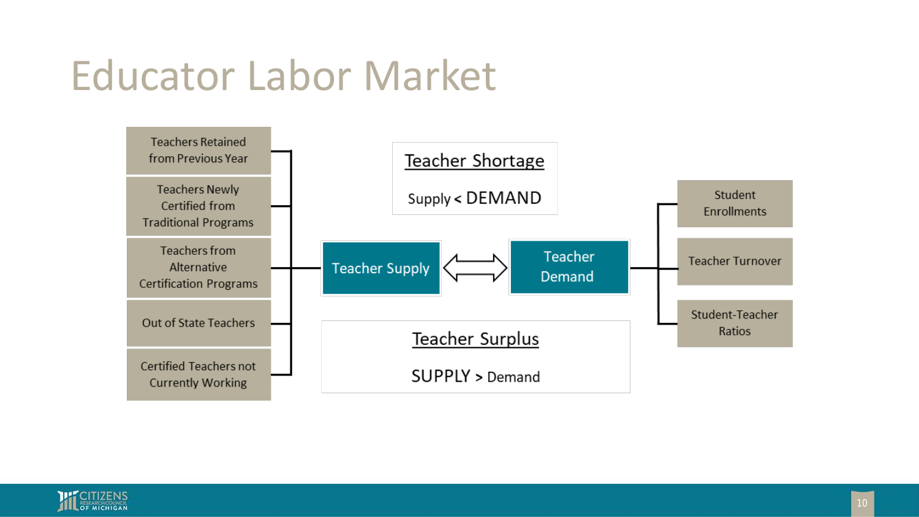# Educator Labor Market

**Teacher Supply**
- Teachers Retained from Previous Year
- Teachers Newly Certified from Traditional Programs
- Teachers from Alternative Certification Programs
- Out of State Teachers
- Certified Teachers not Currently Working

Teacher Supply ⟺ Teacher Demand

**Teacher Demand**
- Student Enrollments
- Teacher Turnover
- Student-Teacher Ratios

**Teacher Shortage**

Supply < DEMAND

**Teacher Surplus**

SUPPLY > Demand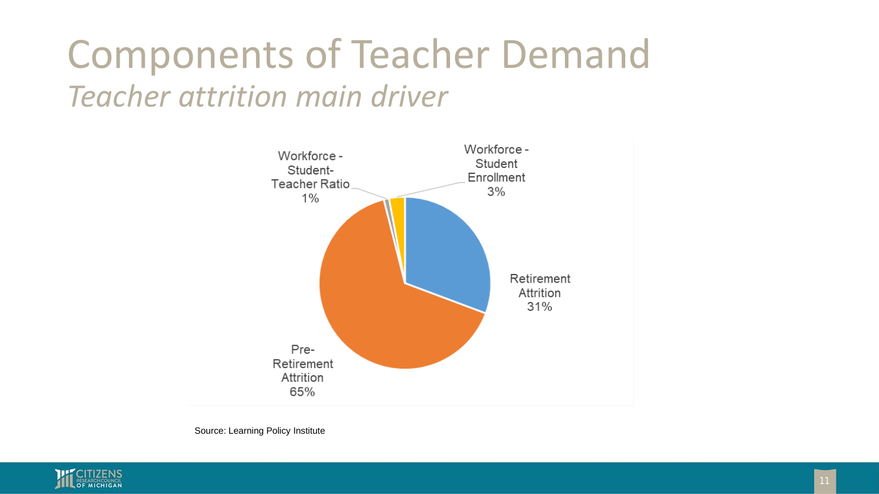# Components of Teacher Demand

*Teacher attrition main driver*

Workforce - Student-Teacher Ratio 1%

Workforce - Student Enrollment 3%

Retirement Attrition 31%

Pre-Retirement Attrition 65%

Source: Learning Policy Institute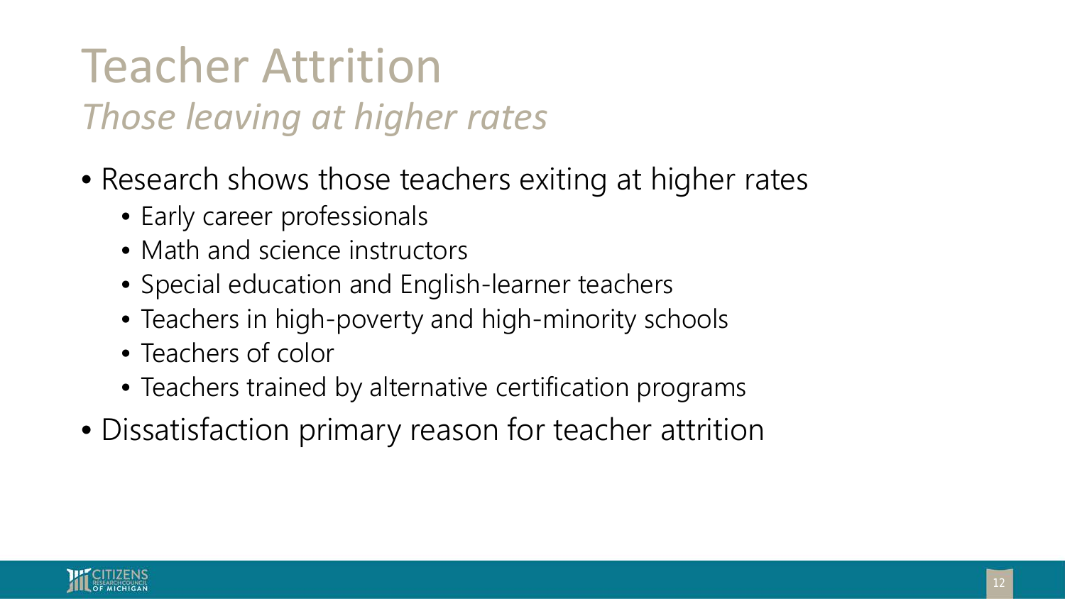# Teacher Attrition

## *Those leaving at higher rates*

- Research shows those teachers exiting at higher rates
  - Early career professionals
  - Math and science instructors
  - Special education and English-learner teachers
  - Teachers in high-poverty and high-minority schools
  - Teachers of color
  - Teachers trained by alternative certification programs
- Dissatisfaction primary reason for teacher attrition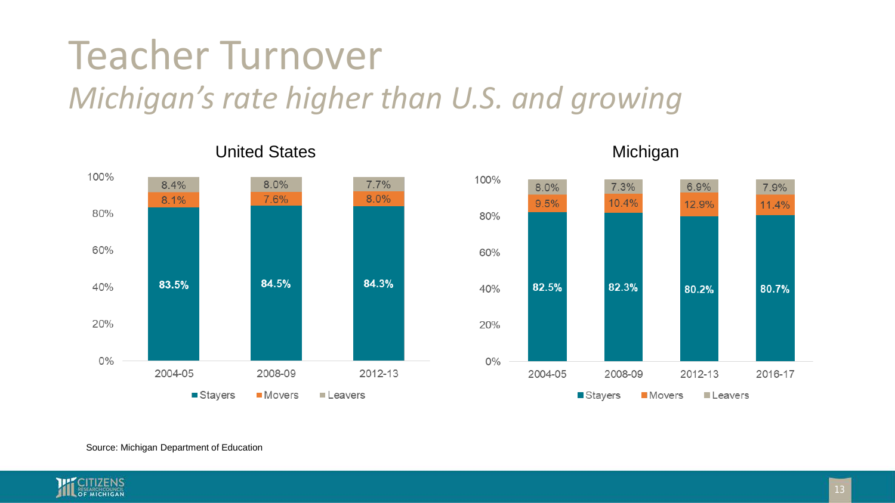# Teacher Turnover

*Michigan's rate higher than U.S. and growing*

**United States**

| | Stayers | Movers | Leavers |
|---|---|---|---|
| 2004-05 | 83.5% | 8.1% | 8.4% |
| 2008-09 | 84.5% | 7.6% | 8.0% |
| 2012-13 | 84.3% | 8.0% | 7.7% |

**Michigan**

| | Stayers | Movers | Leavers |
|---|---|---|---|
| 2004-05 | 82.5% | 9.5% | 8.0% |
| 2008-09 | 82.3% | 10.4% | 7.3% |
| 2012-13 | 80.2% | 12.9% | 6.9% |
| 2016-17 | 80.7% | 11.4% | 7.9% |

Source: Michigan Department of Education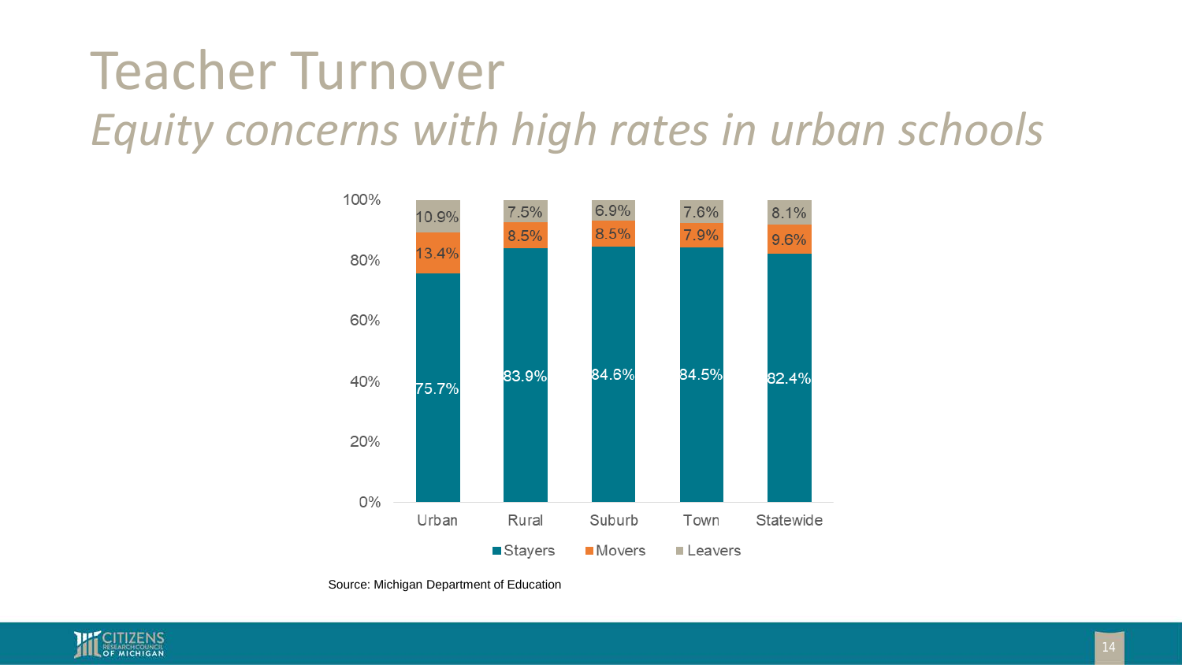# Teacher Turnover

*Equity concerns with high rates in urban schools*

| | Urban | Rural | Suburb | Town | Statewide |
|---|---|---|---|---|---|
| Stayers | 75.7% | 83.9% | 84.6% | 84.5% | 82.4% |
| Movers | 13.4% | 8.5% | 8.5% | 7.9% | 9.6% |
| Leavers | 10.9% | 7.5% | 6.9% | 7.6% | 8.1% |

Source: Michigan Department of Education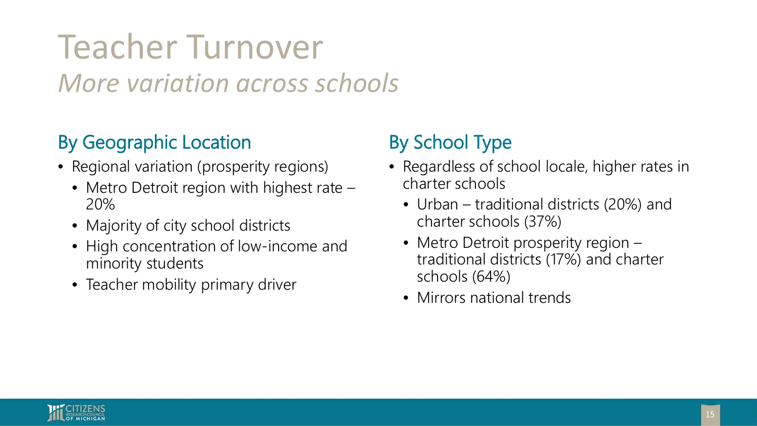# Teacher Turnover

*More variation across schools*

## By Geographic Location

- Regional variation (prosperity regions)
  - Metro Detroit region with highest rate – 20%
  - Majority of city school districts
  - High concentration of low-income and minority students
  - Teacher mobility primary driver

## By School Type

- Regardless of school locale, higher rates in charter schools
  - Urban – traditional districts (20%) and charter schools (37%)
  - Metro Detroit prosperity region – traditional districts (17%) and charter schools (64%)
  - Mirrors national trends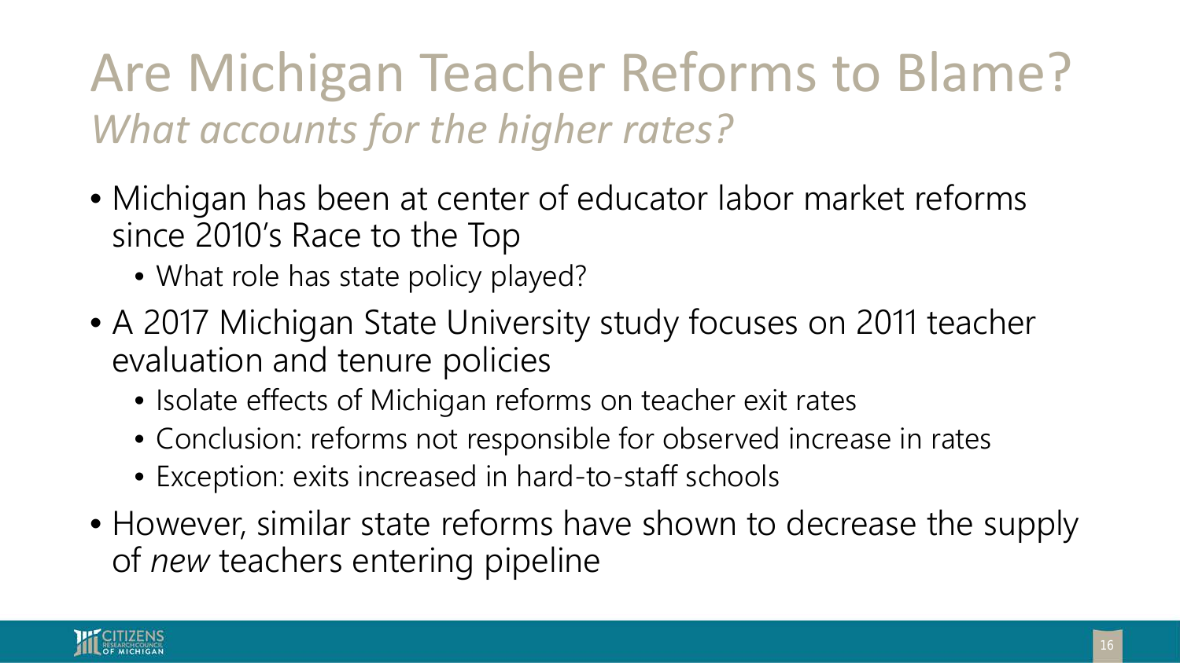# Are Michigan Teacher Reforms to Blame?

*What accounts for the higher rates?*

- Michigan has been at center of educator labor market reforms since 2010's Race to the Top
  - What role has state policy played?
- A 2017 Michigan State University study focuses on 2011 teacher evaluation and tenure policies
  - Isolate effects of Michigan reforms on teacher exit rates
  - Conclusion: reforms not responsible for observed increase in rates
  - Exception: exits increased in hard-to-staff schools
- However, similar state reforms have shown to decrease the supply of *new* teachers entering pipeline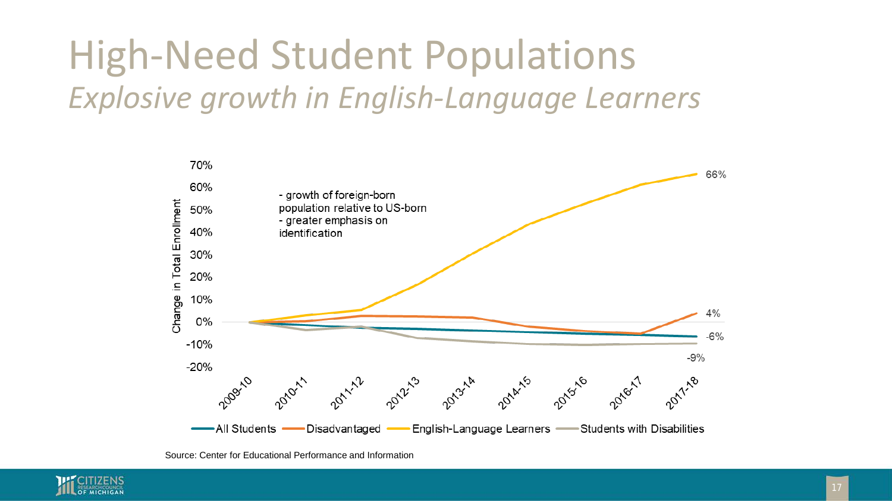# High-Need Student Populations

*Explosive growth in English-Language Learners*

- growth of foreign-born population relative to US-born
- greater emphasis on identification

Source: Center for Educational Performance and Information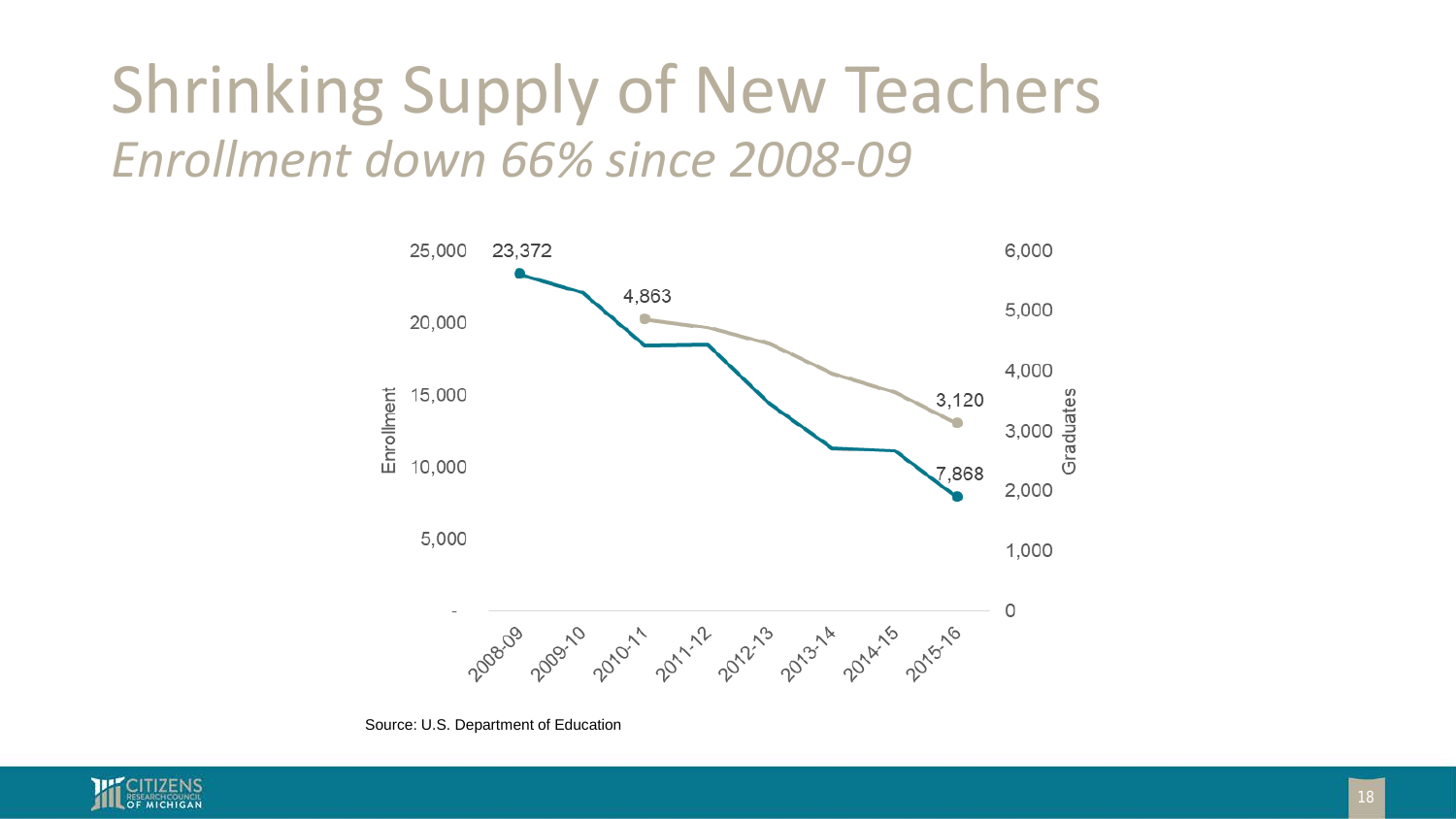# Shrinking Supply of New Teachers

*Enrollment down 66% since 2008-09*

Enrollment (left axis): 25,000; 20,000; 15,000; 10,000; 5,000; -

Graduates (right axis): 6,000; 5,000; 4,000; 3,000; 2,000; 1,000; 0

2008-09, 2009-10, 2010-11, 2011-12, 2012-13, 2013-14, 2014-15, 2015-16

23,372

4,863

3,120

7,868

Source: U.S. Department of Education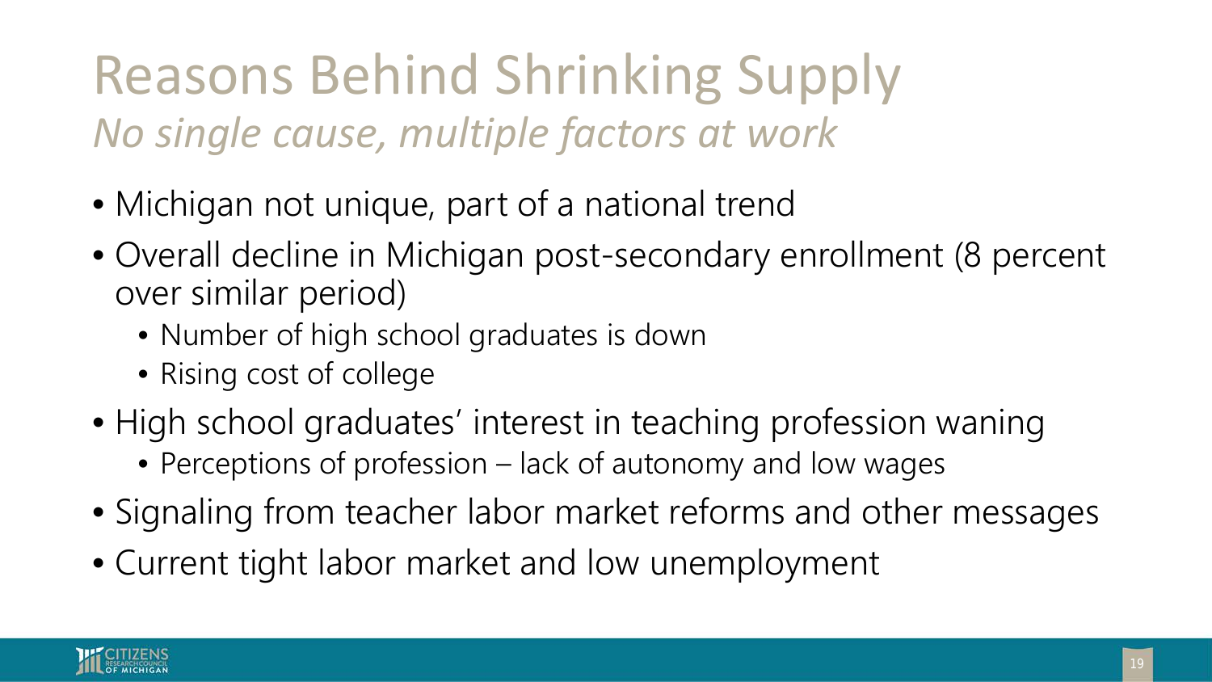# Reasons Behind Shrinking Supply

*No single cause, multiple factors at work*

- Michigan not unique, part of a national trend
- Overall decline in Michigan post-secondary enrollment (8 percent over similar period)
  - Number of high school graduates is down
  - Rising cost of college
- High school graduates' interest in teaching profession waning
  - Perceptions of profession – lack of autonomy and low wages
- Signaling from teacher labor market reforms and other messages
- Current tight labor market and low unemployment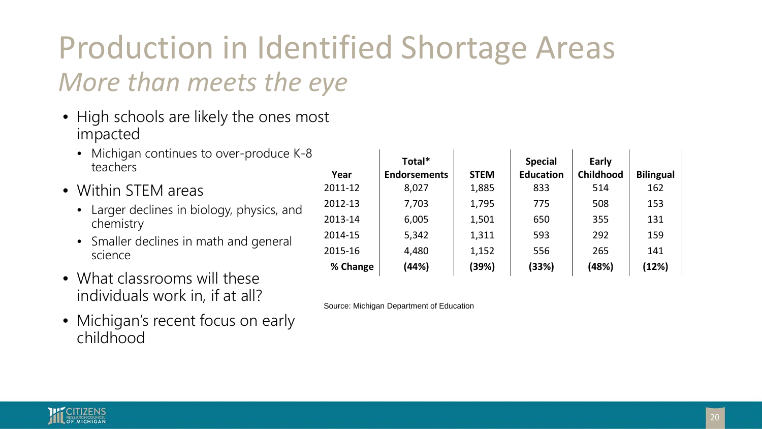# Production in Identified Shortage Areas

## *More than meets the eye*

- High schools are likely the ones most impacted
  - Michigan continues to over-produce K-8 teachers
- Within STEM areas
  - Larger declines in biology, physics, and chemistry
  - Smaller declines in math and general science
- What classrooms will these individuals work in, if at all?
- Michigan's recent focus on early childhood

| Year | Total* Endorsements | STEM | Special Education | Early Childhood | Bilingual |
|---|---|---|---|---|---|
| 2011-12 | 8,027 | 1,885 | 833 | 514 | 162 |
| 2012-13 | 7,703 | 1,795 | 775 | 508 | 153 |
| 2013-14 | 6,005 | 1,501 | 650 | 355 | 131 |
| 2014-15 | 5,342 | 1,311 | 593 | 292 | 159 |
| 2015-16 | 4,480 | 1,152 | 556 | 265 | 141 |
| **% Change** | **(44%)** | **(39%)** | **(33%)** | **(48%)** | **(12%)** |

Source: Michigan Department of Education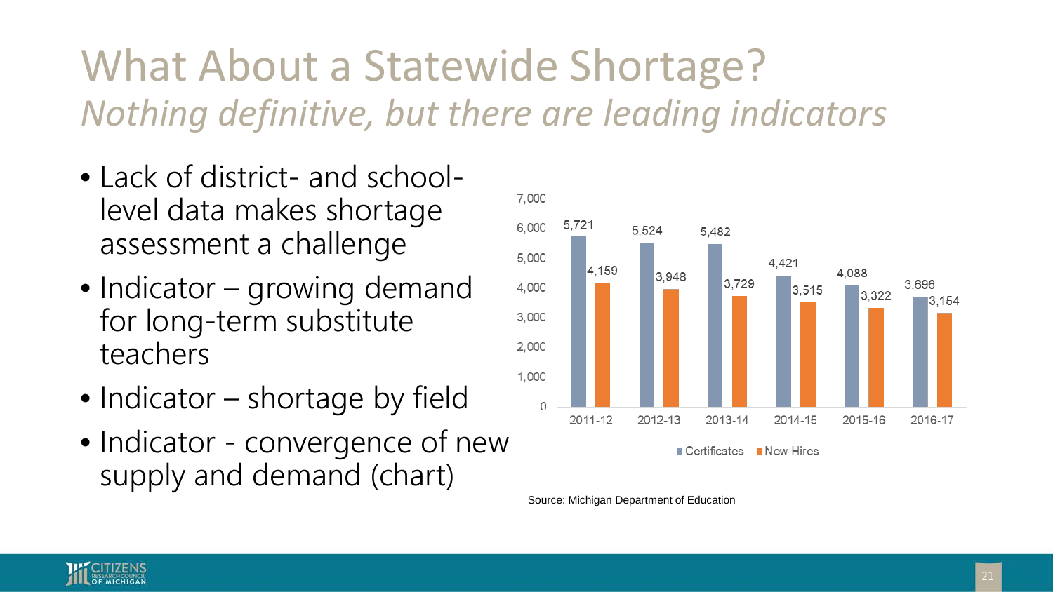# What About a Statewide Shortage?

*Nothing definitive, but there are leading indicators*

- Lack of district- and school-level data makes shortage assessment a challenge
- Indicator – growing demand for long-term substitute teachers
- Indicator – shortage by field
- Indicator - convergence of new supply and demand (chart)

| | 2011-12 | 2012-13 | 2013-14 | 2014-15 | 2015-16 | 2016-17 |
|---|---|---|---|---|---|---|
| Certificates | 5,721 | 5,524 | 5,482 | 4,421 | 4,088 | 3,696 |
| New Hires | 4,159 | 3,948 | 3,729 | 3,515 | 3,322 | 3,154 |

Source: Michigan Department of Education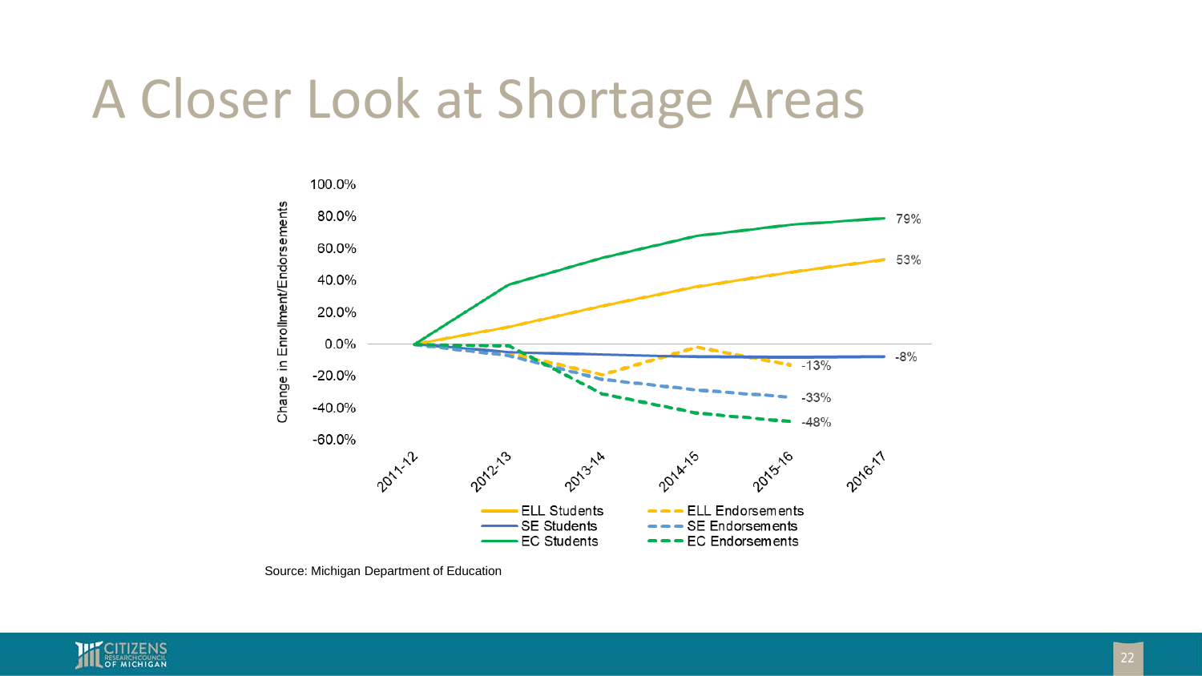# A Closer Look at Shortage Areas

Change in Enrollment/Endorsements

100.0%
80.0%
60.0%
40.0%
20.0%
0.0%
-20.0%
-40.0%
-60.0%

2011-12, 2012-13, 2013-14, 2014-15, 2015-16, 2016-17

79%
53%
-8%
-13%
-33%
-48%

ELL Students | ELL Endorsements
SE Students | SE Endorsements
EC Students | EC Endorsements

Source: Michigan Department of Education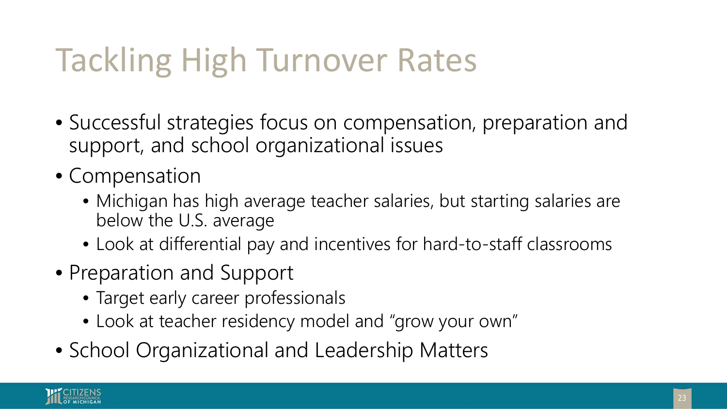# Tackling High Turnover Rates

- Successful strategies focus on compensation, preparation and support, and school organizational issues
- Compensation
  - Michigan has high average teacher salaries, but starting salaries are below the U.S. average
  - Look at differential pay and incentives for hard-to-staff classrooms
- Preparation and Support
  - Target early career professionals
  - Look at teacher residency model and "grow your own"
- School Organizational and Leadership Matters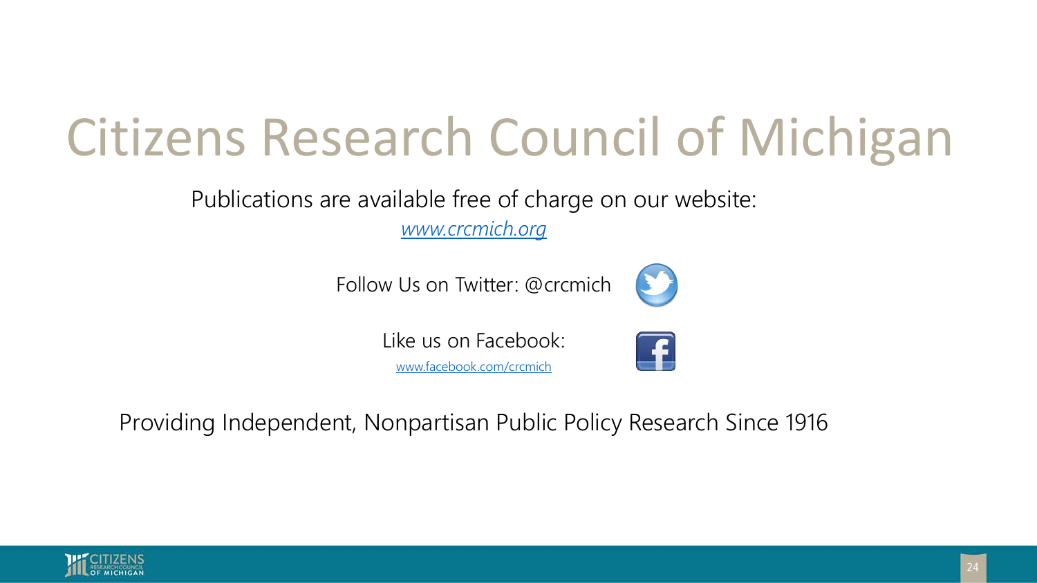# Citizens Research Council of Michigan

Publications are available free of charge on our website:

www.crcmich.org

Follow Us on Twitter: @crcmich

Like us on Facebook:

www.facebook.com/crcmich

Providing Independent, Nonpartisan Public Policy Research Since 1916